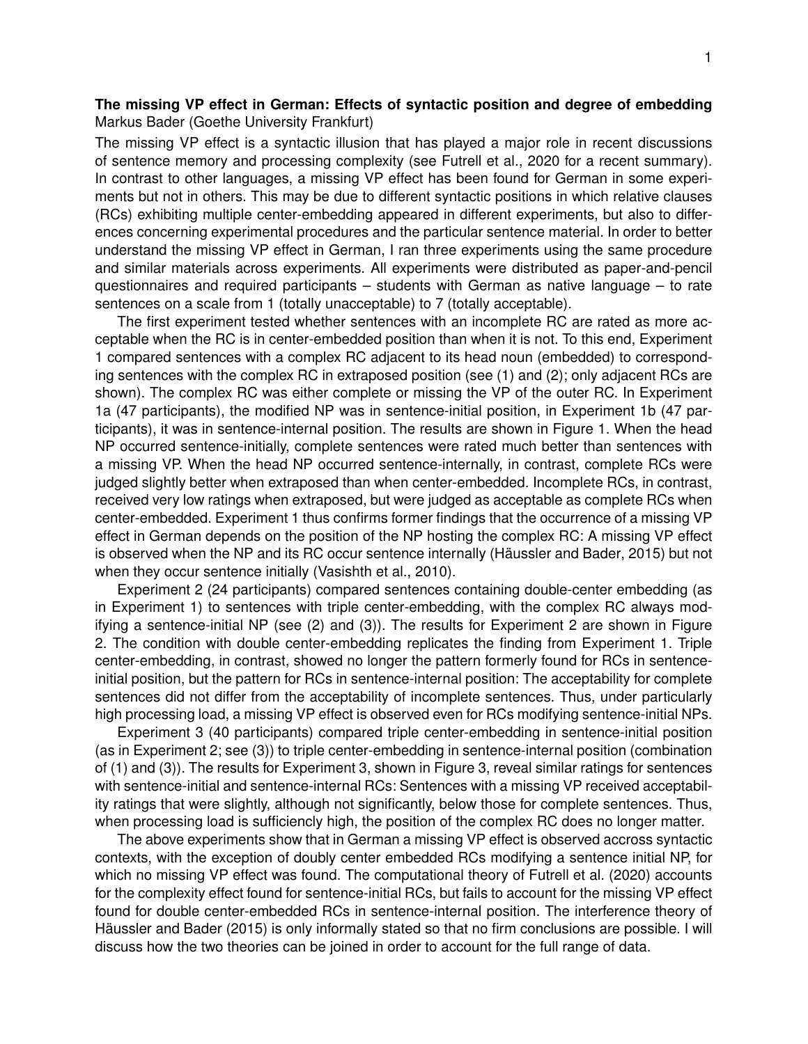**The missing VP effect in German: Effects of syntactic position and degree of embedding**
Markus Bader (Goethe University Frankfurt)

The missing VP effect is a syntactic illusion that has played a major role in recent discussions of sentence memory and processing complexity (see Futrell et al., 2020 for a recent summary). In contrast to other languages, a missing VP effect has been found for German in some experiments but not in others. This may be due to different syntactic positions in which relative clauses (RCs) exhibiting multiple center-embedding appeared in different experiments, but also to differences concerning experimental procedures and the particular sentence material. In order to better understand the missing VP effect in German, I ran three experiments using the same procedure and similar materials across experiments. All experiments were distributed as paper-and-pencil questionnaires and required participants – students with German as native language – to rate sentences on a scale from 1 (totally unacceptable) to 7 (totally acceptable).

The first experiment tested whether sentences with an incomplete RC are rated as more acceptable when the RC is in center-embedded position than when it is not. To this end, Experiment 1 compared sentences with a complex RC adjacent to its head noun (embedded) to corresponding sentences with the complex RC in extraposed position (see (1) and (2); only adjacent RCs are shown). The complex RC was either complete or missing the VP of the outer RC. In Experiment 1a (47 participants), the modified NP was in sentence-initial position, in Experiment 1b (47 participants), it was in sentence-internal position. The results are shown in Figure 1. When the head NP occurred sentence-initially, complete sentences were rated much better than sentences with a missing VP. When the head NP occurred sentence-internally, in contrast, complete RCs were judged slightly better when extraposed than when center-embedded. Incomplete RCs, in contrast, received very low ratings when extraposed, but were judged as acceptable as complete RCs when center-embedded. Experiment 1 thus confirms former findings that the occurrence of a missing VP effect in German depends on the position of the NP hosting the complex RC: A missing VP effect is observed when the NP and its RC occur sentence internally (Häussler and Bader, 2015) but not when they occur sentence initially (Vasishth et al., 2010).

Experiment 2 (24 participants) compared sentences containing double-center embedding (as in Experiment 1) to sentences with triple center-embedding, with the complex RC always modifying a sentence-initial NP (see (2) and (3)). The results for Experiment 2 are shown in Figure 2. The condition with double center-embedding replicates the finding from Experiment 1. Triple center-embedding, in contrast, showed no longer the pattern formerly found for RCs in sentence-initial position, but the pattern for RCs in sentence-internal position: The acceptability for complete sentences did not differ from the acceptability of incomplete sentences. Thus, under particularly high processing load, a missing VP effect is observed even for RCs modifying sentence-initial NPs.

Experiment 3 (40 participants) compared triple center-embedding in sentence-initial position (as in Experiment 2; see (3)) to triple center-embedding in sentence-internal position (combination of (1) and (3)). The results for Experiment 3, shown in Figure 3, reveal similar ratings for sentences with sentence-initial and sentence-internal RCs: Sentences with a missing VP received acceptability ratings that were slightly, although not significantly, below those for complete sentences. Thus, when processing load is sufficiency high, the position of the complex RC does no longer matter.

The above experiments show that in German a missing VP effect is observed accross syntactic contexts, with the exception of doubly center embedded RCs modifying a sentence initial NP, for which no missing VP effect was found. The computational theory of Futrell et al. (2020) accounts for the complexity effect found for sentence-initial RCs, but fails to account for the missing VP effect found for double center-embedded RCs in sentence-internal position. The interference theory of Häussler and Bader (2015) is only informally stated so that no firm conclusions are possible. I will discuss how the two theories can be joined in order to account for the full range of data.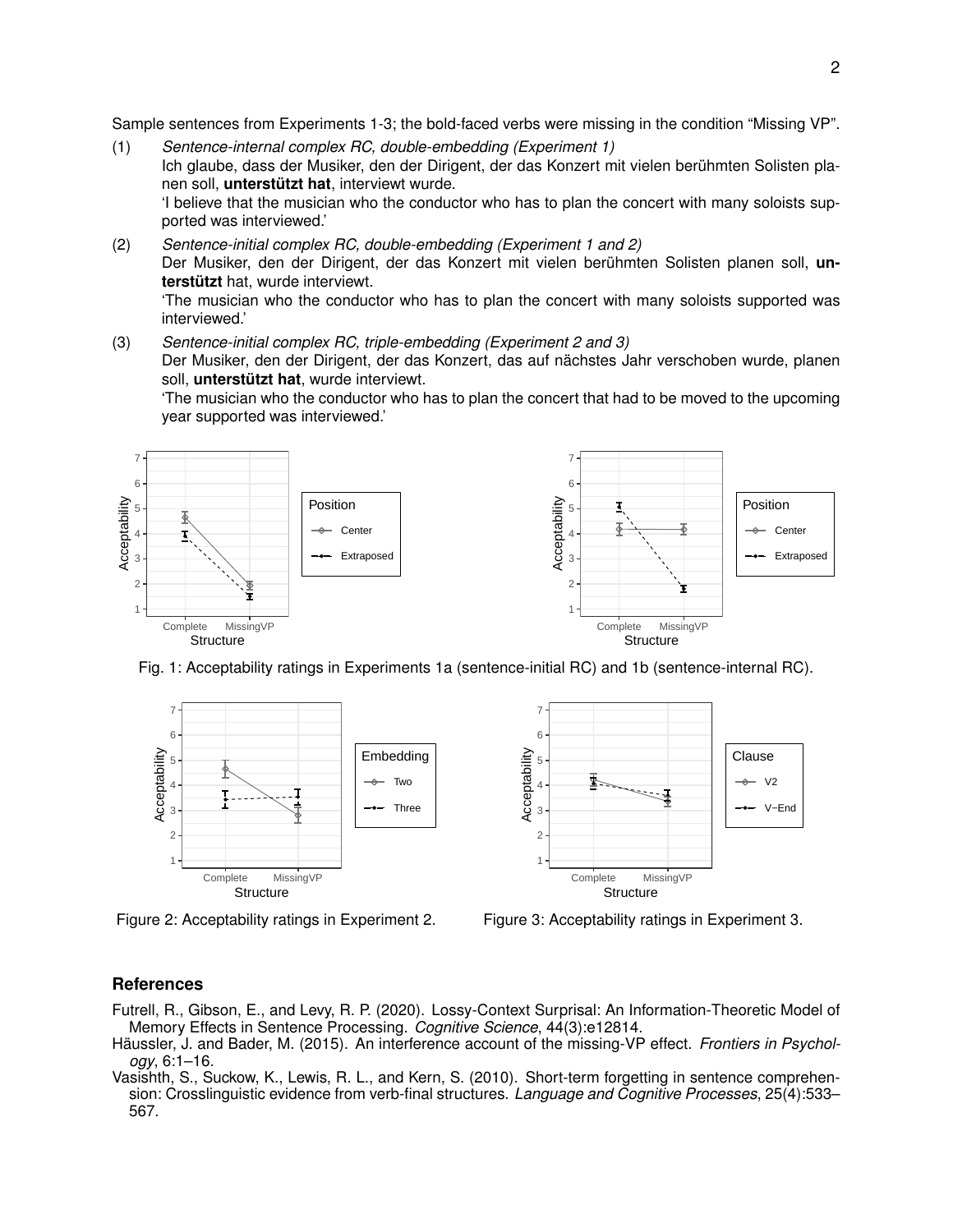Sample sentences from Experiments 1-3; the bold-faced verbs were missing in the condition "Missing VP".

(1) *Sentence-internal complex RC, double-embedding (Experiment 1)*
Ich glaube, dass der Musiker, den der Dirigent, der das Konzert mit vielen berühmten Solisten planen soll, **unterstützt hat**, interviewt wurde.
'I believe that the musician who the conductor who has to plan the concert with many soloists supported was interviewed.'

(2) *Sentence-initial complex RC, double-embedding (Experiment 1 and 2)*
Der Musiker, den der Dirigent, der das Konzert mit vielen berühmten Solisten planen soll, **unterstützt** hat, wurde interviewt.
'The musician who the conductor who has to plan the concert with many soloists supported was interviewed.'

(3) *Sentence-initial complex RC, triple-embedding (Experiment 2 and 3)*
Der Musiker, den der Dirigent, der das Konzert, das auf nächstes Jahr verschoben wurde, planen soll, **unterstützt hat**, wurde interviewt.
'The musician who the conductor who has to plan the concert that had to be moved to the upcoming year supported was interviewed.'

Acceptability
7
6
5
4
3
2
1
Complete MissingVP
Structure
Position
Center
Extraposed

Acceptability
7
6
5
4
3
2
1
Complete MissingVP
Structure
Position
Center
Extraposed

Fig. 1: Acceptability ratings in Experiments 1a (sentence-initial RC) and 1b (sentence-internal RC).

Acceptability
7
6
5
4
3
2
1
Complete MissingVP
Structure
Embedding
Two
Three

Figure 2: Acceptability ratings in Experiment 2.

Acceptability
7
6
5
4
3
2
1
Complete MissingVP
Structure
Clause
V2
V−End

Figure 3: Acceptability ratings in Experiment 3.

## References

Futrell, R., Gibson, E., and Levy, R. P. (2020). Lossy-Context Surprisal: An Information-Theoretic Model of Memory Effects in Sentence Processing. *Cognitive Science*, 44(3):e12814.

Häussler, J. and Bader, M. (2015). An interference account of the missing-VP effect. *Frontiers in Psychology*, 6:1–16.

Vasishth, S., Suckow, K., Lewis, R. L., and Kern, S. (2010). Short-term forgetting in sentence comprehension: Crosslinguistic evidence from verb-final structures. *Language and Cognitive Processes*, 25(4):533–567.